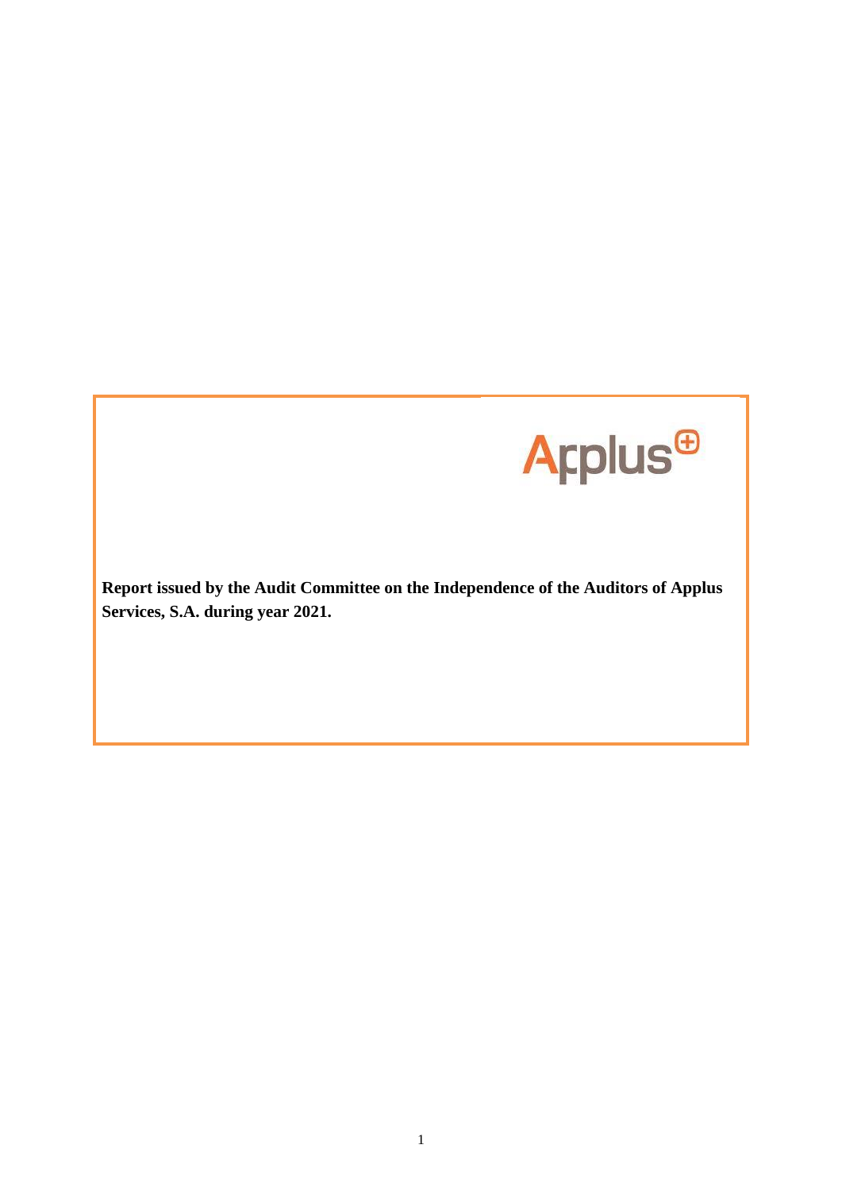Applus

**Report issued by the Audit Committee on the Independence of the Auditors of Applus Services, S.A. during year 2021.**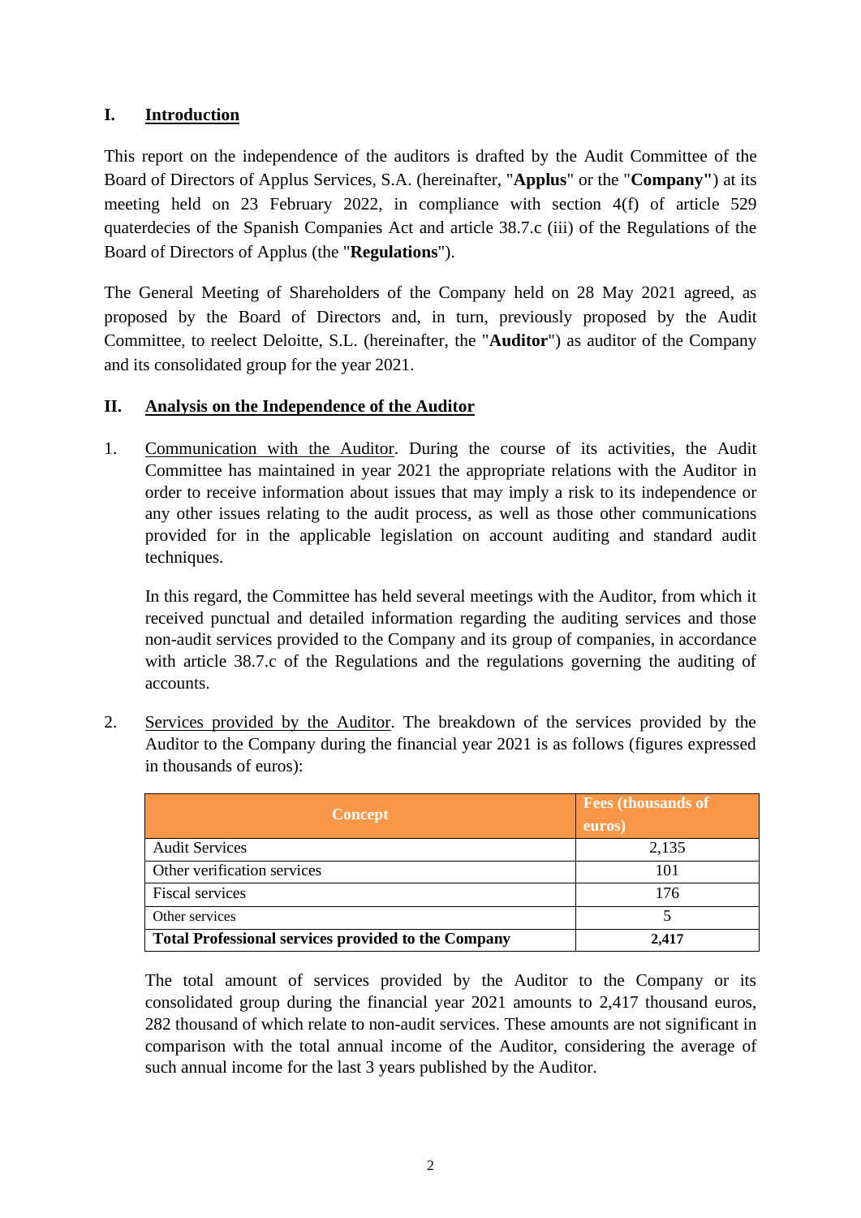## I. Introduction

This report on the independence of the auditors is drafted by the Audit Committee of the Board of Directors of Applus Services, S.A. (hereinafter, "**Applus**" or the "**Company"**) at its meeting held on 23 February 2022, in compliance with section 4(f) of article 529 quaterdecies of the Spanish Companies Act and article 38.7.c (iii) of the Regulations of the Board of Directors of Applus (the "**Regulations**").

The General Meeting of Shareholders of the Company held on 28 May 2021 agreed, as proposed by the Board of Directors and, in turn, previously proposed by the Audit Committee, to reelect Deloitte, S.L. (hereinafter, the "**Auditor**") as auditor of the Company and its consolidated group for the year 2021.

## II. Analysis on the Independence of the Auditor

1. Communication with the Auditor. During the course of its activities, the Audit Committee has maintained in year 2021 the appropriate relations with the Auditor in order to receive information about issues that may imply a risk to its independence or any other issues relating to the audit process, as well as those other communications provided for in the applicable legislation on account auditing and standard audit techniques.

   In this regard, the Committee has held several meetings with the Auditor, from which it received punctual and detailed information regarding the auditing services and those non-audit services provided to the Company and its group of companies, in accordance with article 38.7.c of the Regulations and the regulations governing the auditing of accounts.

2. Services provided by the Auditor. The breakdown of the services provided by the Auditor to the Company during the financial year 2021 is as follows (figures expressed in thousands of euros):

   | Concept | Fees (thousands of euros) |
   |---|---|
   | Audit Services | 2,135 |
   | Other verification services | 101 |
   | Fiscal services | 176 |
   | Other services | 5 |
   | **Total Professional services provided to the Company** | **2,417** |

   The total amount of services provided by the Auditor to the Company or its consolidated group during the financial year 2021 amounts to 2,417 thousand euros, 282 thousand of which relate to non-audit services. These amounts are not significant in comparison with the total annual income of the Auditor, considering the average of such annual income for the last 3 years published by the Auditor.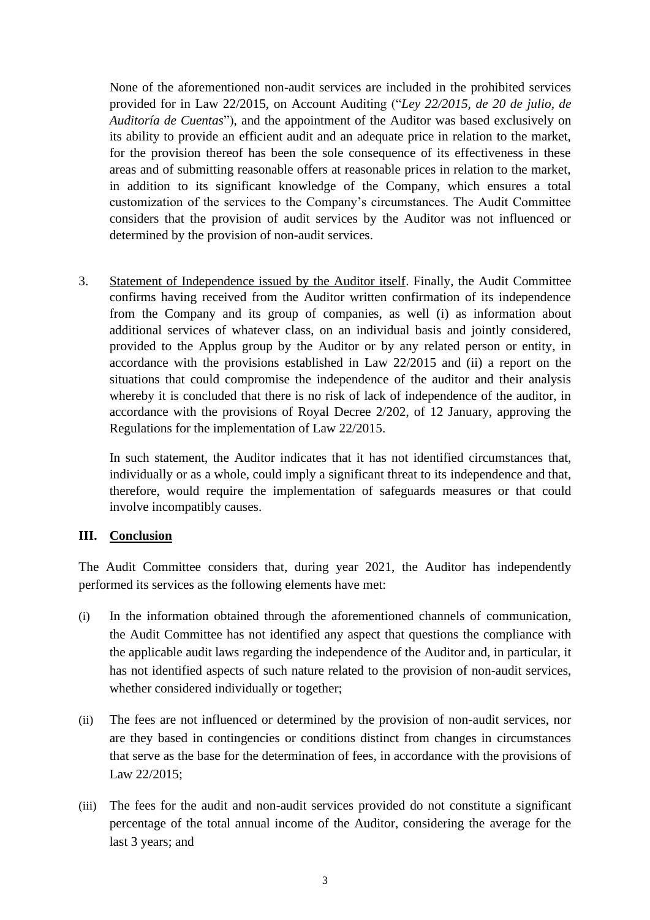None of the aforementioned non-audit services are included in the prohibited services provided for in Law 22/2015, on Account Auditing ("*Ley 22/2015, de 20 de julio, de Auditoría de Cuentas*"), and the appointment of the Auditor was based exclusively on its ability to provide an efficient audit and an adequate price in relation to the market, for the provision thereof has been the sole consequence of its effectiveness in these areas and of submitting reasonable offers at reasonable prices in relation to the market, in addition to its significant knowledge of the Company, which ensures a total customization of the services to the Company's circumstances. The Audit Committee considers that the provision of audit services by the Auditor was not influenced or determined by the provision of non-audit services.

3. Statement of Independence issued by the Auditor itself. Finally, the Audit Committee confirms having received from the Auditor written confirmation of its independence from the Company and its group of companies, as well (i) as information about additional services of whatever class, on an individual basis and jointly considered, provided to the Applus group by the Auditor or by any related person or entity, in accordance with the provisions established in Law 22/2015 and (ii) a report on the situations that could compromise the independence of the auditor and their analysis whereby it is concluded that there is no risk of lack of independence of the auditor, in accordance with the provisions of Royal Decree 2/202, of 12 January, approving the Regulations for the implementation of Law 22/2015.

   In such statement, the Auditor indicates that it has not identified circumstances that, individually or as a whole, could imply a significant threat to its independence and that, therefore, would require the implementation of safeguards measures or that could involve incompatibly causes.

## III. Conclusion

The Audit Committee considers that, during year 2021, the Auditor has independently performed its services as the following elements have met:

(i) In the information obtained through the aforementioned channels of communication, the Audit Committee has not identified any aspect that questions the compliance with the applicable audit laws regarding the independence of the Auditor and, in particular, it has not identified aspects of such nature related to the provision of non-audit services, whether considered individually or together;

(ii) The fees are not influenced or determined by the provision of non-audit services, nor are they based in contingencies or conditions distinct from changes in circumstances that serve as the base for the determination of fees, in accordance with the provisions of Law 22/2015;

(iii) The fees for the audit and non-audit services provided do not constitute a significant percentage of the total annual income of the Auditor, considering the average for the last 3 years; and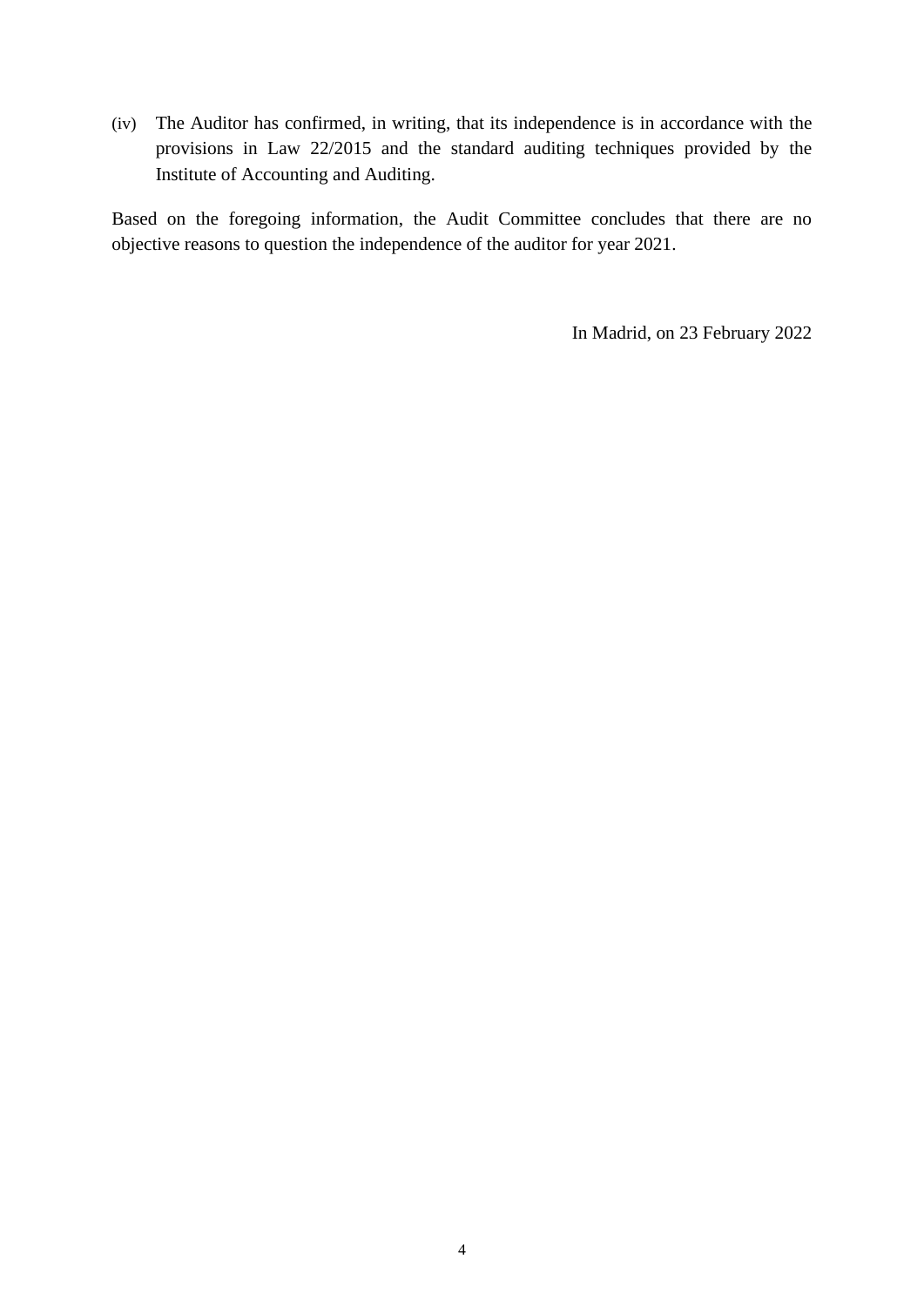(iv) The Auditor has confirmed, in writing, that its independence is in accordance with the provisions in Law 22/2015 and the standard auditing techniques provided by the Institute of Accounting and Auditing.

Based on the foregoing information, the Audit Committee concludes that there are no objective reasons to question the independence of the auditor for year 2021.

In Madrid, on 23 February 2022